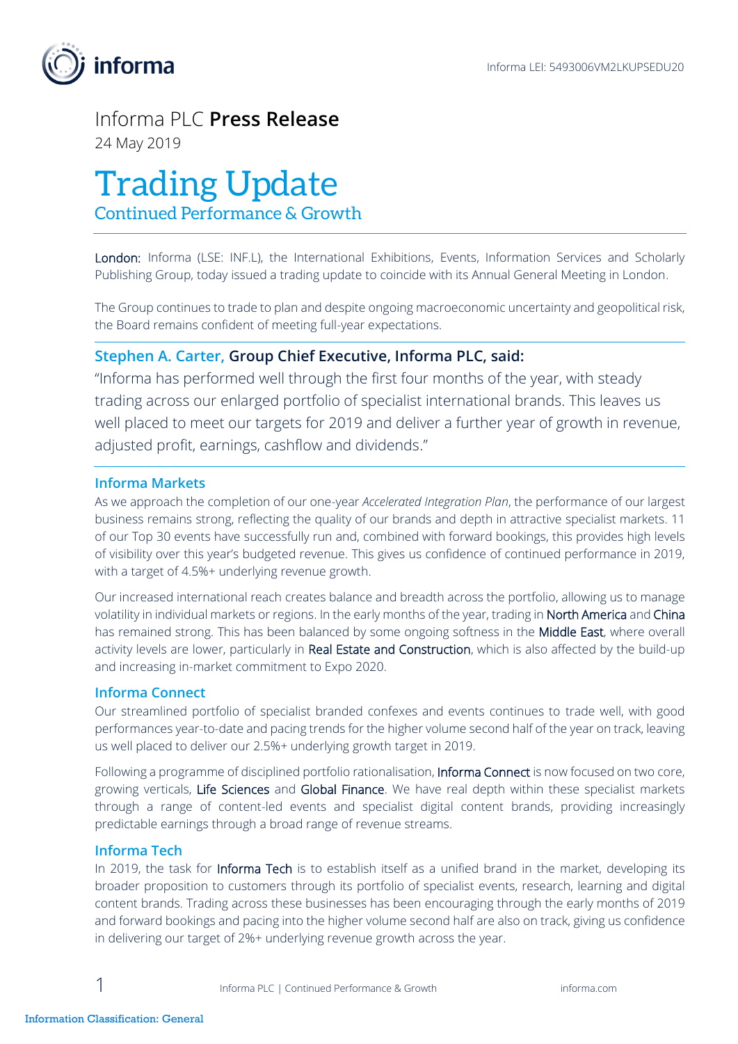Informa LEI: 5493006VM2LKUPSEDU20

# Informa PLC **Press Release**

24 May 2019

# Trading Update

## Continued Performance & Growth

**London:** Informa (LSE: INF.L), the International Exhibitions, Events, Information Services and Scholarly Publishing Group, today issued a trading update to coincide with its Annual General Meeting in London.

The Group continues to trade to plan and despite ongoing macroeconomic uncertainty and geopolitical risk, the Board remains confident of meeting full-year expectations.

### Stephen A. Carter, Group Chief Executive, Informa PLC, said:

"Informa has performed well through the first four months of the year, with steady trading across our enlarged portfolio of specialist international brands. This leaves us well placed to meet our targets for 2019 and deliver a further year of growth in revenue, adjusted profit, earnings, cashflow and dividends."

### Informa Markets

As we approach the completion of our one-year *Accelerated Integration Plan*, the performance of our largest business remains strong, reflecting the quality of our brands and depth in attractive specialist markets. 11 of our Top 30 events have successfully run and, combined with forward bookings, this provides high levels of visibility over this year's budgeted revenue. This gives us confidence of continued performance in 2019, with a target of 4.5%+ underlying revenue growth.

Our increased international reach creates balance and breadth across the portfolio, allowing us to manage volatility in individual markets or regions. In the early months of the year, trading in North America and China has remained strong. This has been balanced by some ongoing softness in the Middle East, where overall activity levels are lower, particularly in Real Estate and Construction, which is also affected by the build-up and increasing in-market commitment to Expo 2020.

### Informa Connect

Our streamlined portfolio of specialist branded confexes and events continues to trade well, with good performances year-to-date and pacing trends for the higher volume second half of the year on track, leaving us well placed to deliver our 2.5%+ underlying growth target in 2019.

Following a programme of disciplined portfolio rationalisation, Informa Connect is now focused on two core, growing verticals, Life Sciences and Global Finance. We have real depth within these specialist markets through a range of content-led events and specialist digital content brands, providing increasingly predictable earnings through a broad range of revenue streams.

### Informa Tech

In 2019, the task for Informa Tech is to establish itself as a unified brand in the market, developing its broader proposition to customers through its portfolio of specialist events, research, learning and digital content brands. Trading across these businesses has been encouraging through the early months of 2019 and forward bookings and pacing into the higher volume second half are also on track, giving us confidence in delivering our target of 2%+ underlying revenue growth across the year.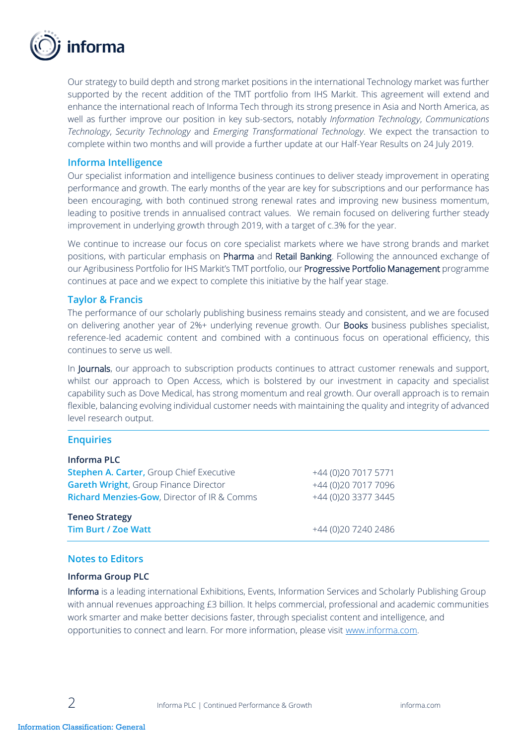Our strategy to build depth and strong market positions in the international Technology market was further supported by the recent addition of the TMT portfolio from IHS Markit. This agreement will extend and enhance the international reach of Informa Tech through its strong presence in Asia and North America, as well as further improve our position in key sub-sectors, notably *Information Technology*, *Communications Technology*, *Security Technology* and *Emerging Transformational Technology*. We expect the transaction to complete within two months and will provide a further update at our Half-Year Results on 24 July 2019.

## Informa Intelligence

Our specialist information and intelligence business continues to deliver steady improvement in operating performance and growth. The early months of the year are key for subscriptions and our performance has been encouraging, with both continued strong renewal rates and improving new business momentum, leading to positive trends in annualised contract values. We remain focused on delivering further steady improvement in underlying growth through 2019, with a target of c.3% for the year.

We continue to increase our focus on core specialist markets where we have strong brands and market positions, with particular emphasis on Pharma and Retail Banking. Following the announced exchange of our Agribusiness Portfolio for IHS Markit's TMT portfolio, our Progressive Portfolio Management programme continues at pace and we expect to complete this initiative by the half year stage.

## Taylor & Francis

The performance of our scholarly publishing business remains steady and consistent, and we are focused on delivering another year of 2%+ underlying revenue growth. Our Books business publishes specialist, reference-led academic content and combined with a continuous focus on operational efficiency, this continues to serve us well.

In Journals, our approach to subscription products continues to attract customer renewals and support, whilst our approach to Open Access, which is bolstered by our investment in capacity and specialist capability such as Dove Medical, has strong momentum and real growth. Our overall approach is to remain flexible, balancing evolving individual customer needs with maintaining the quality and integrity of advanced level research output.

---

## Enquiries

**Informa PLC**

| | |
|---|---|
| **Stephen A. Carter**, Group Chief Executive | +44 (0)20 7017 5771 |
| **Gareth Wright**, Group Finance Director | +44 (0)20 7017 7096 |
| **Richard Menzies-Gow**, Director of IR & Comms | +44 (0)20 3377 3445 |

**Teneo Strategy**

| | |
|---|---|
| **Tim Burt / Zoe Watt** | +44 (0)20 7240 2486 |

---

## Notes to Editors

**Informa Group PLC**

Informa is a leading international Exhibitions, Events, Information Services and Scholarly Publishing Group with annual revenues approaching £3 billion. It helps commercial, professional and academic communities work smarter and make better decisions faster, through specialist content and intelligence, and opportunities to connect and learn. For more information, please visit www.informa.com.